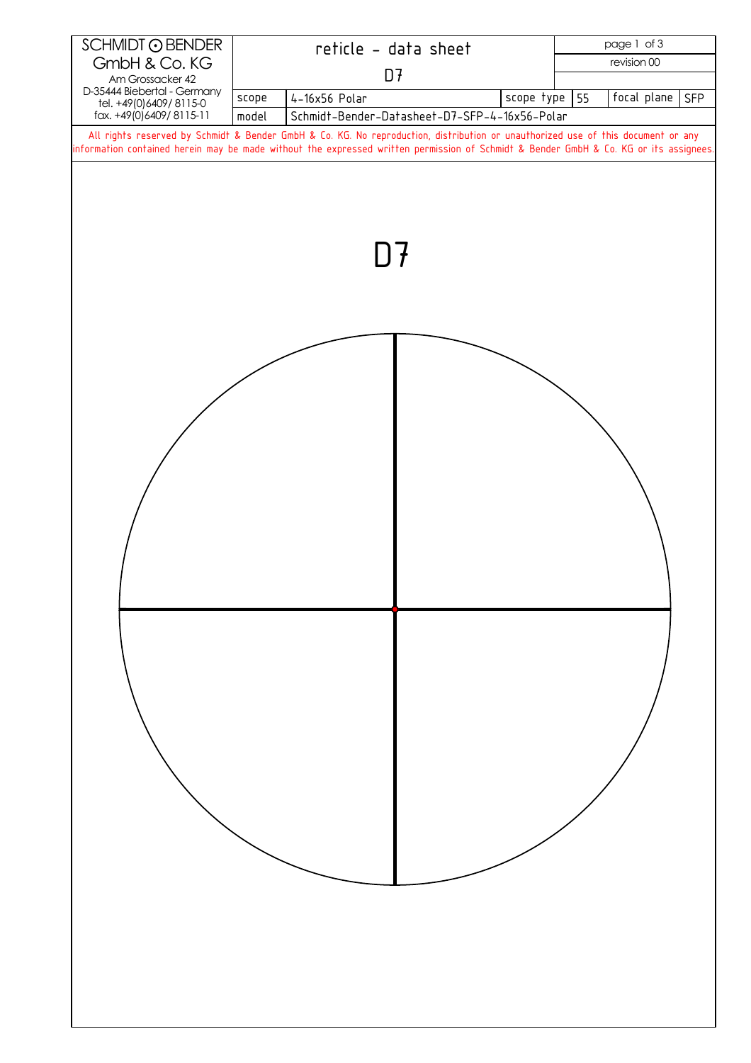| SCHMIDT ⊙ BENDER GmbH & Co. KG<br>Am Grossacker 42<br>D-35444 Biebertal - Germany<br>tel. +49(0)6409/ 8115-0<br>fax. +49(0)6409/ 8115-11 | reticle - data sheet<br>D7 | | | | revision 00 |
|---|---|---|---|---|---|
| scope | 4-16x56 Polar | scope type | 55 | focal plane | SFP |
| model | Schmidt-Bender-Datasheet-D7-SFP-4-16x56-Polar | | | | |

All rights reserved by Schmidt & Bender GmbH & Co. KG. No reproduction, distribution or unauthorized use of this document or any information contained herein may be made without the expressed written permission of Schmidt & Bender GmbH & Co. KG or its assignees.

# D7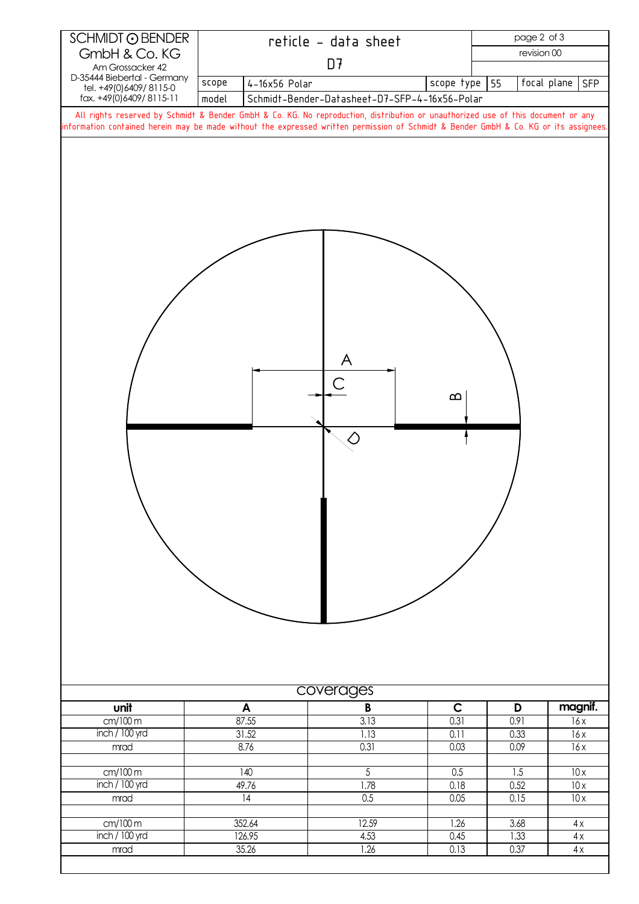SCHMIDT ⊙ BENDER GmbH & Co. KG
Am Grossacker 42
D-35444 Biebertal - Germany
tel. +49(0)6409/ 8115-0
fax. +49(0)6409/ 8115-11

# reticle - data sheet

## D7

revision 00

| scope | 4-16x56 Polar | scope type | 55 | focal plane | SFP |
|---|---|---|---|---|---|
| model | Schmidt-Bender-Datasheet-D7-SFP-4-16x56-Polar | | | | |

All rights reserved by Schmidt & Bender GmbH & Co. KG. No reproduction, distribution or unauthorized use of this document or any information contained herein may be made without the expressed written permission of Schmidt & Bender GmbH & Co. KG or its assignees.

A

C

B

D

## coverages

| unit | A | B | C | D | magnif. |
|---|---|---|---|---|---|
| cm/100 m | 87.55 | 3.13 | 0.31 | 0.91 | 16 x |
| inch / 100 yrd | 31.52 | 1.13 | 0.11 | 0.33 | 16 x |
| mrad | 8.76 | 0.31 | 0.03 | 0.09 | 16 x |
| | | | | | |
| cm/100 m | 140 | 5 | 0.5 | 1.5 | 10 x |
| inch / 100 yrd | 49.76 | 1.78 | 0.18 | 0.52 | 10 x |
| mrad | 14 | 0.5 | 0.05 | 0.15 | 10 x |
| | | | | | |
| cm/100 m | 352.64 | 12.59 | 1.26 | 3.68 | 4 x |
| inch / 100 yrd | 126.95 | 4.53 | 0.45 | 1.33 | 4 x |
| mrad | 35.26 | 1.26 | 0.13 | 0.37 | 4 x |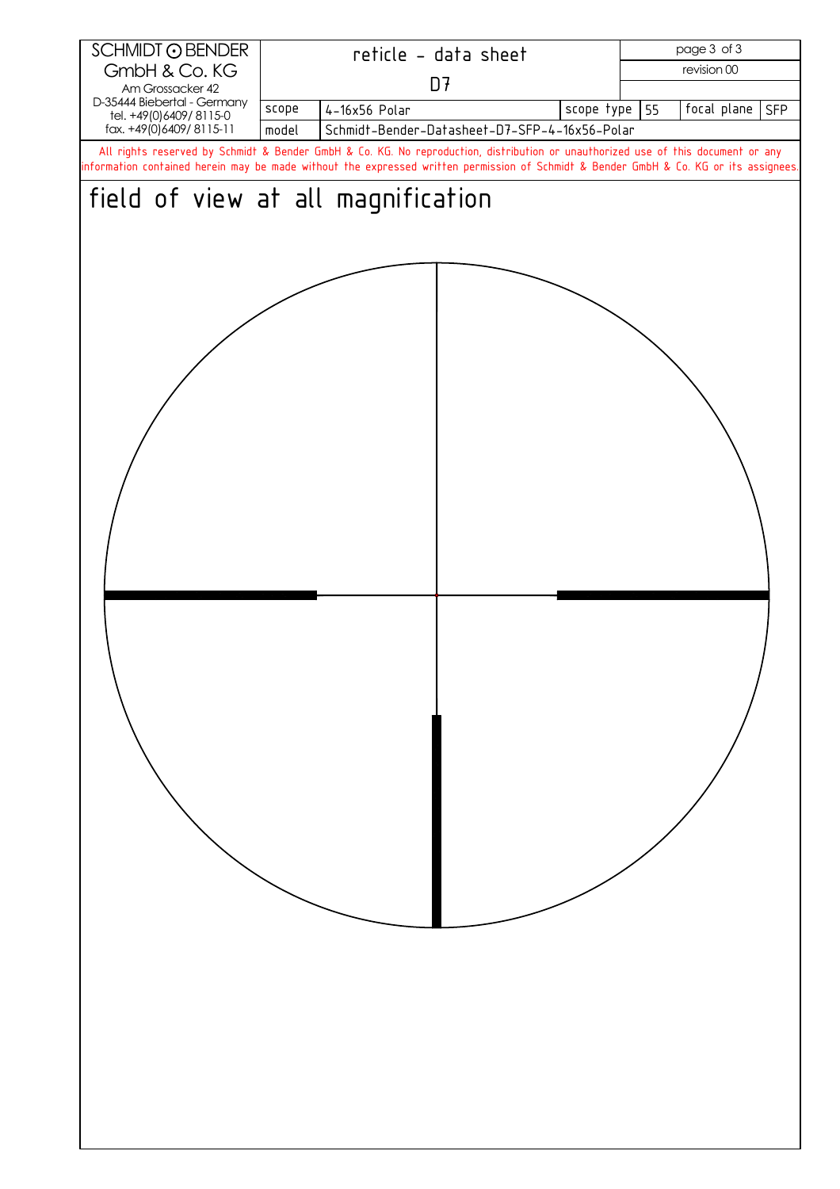| | | | | | | |
|---|---|---|---|---|---|---|
| SCHMIDT ⊙ BENDER GmbH & Co. KG<br>Am Grossacker 42<br>D-35444 Biebertal - Germany<br>tel. +49(0)6409/ 8115-0<br>fax. +49(0)6409/ 8115-11 | reticle - data sheet<br>D7 | | | | | revision 00 |
| | scope | 4-16x56 Polar | scope type | 55 | focal plane | SFP |
| | model | Schmidt-Bender-Datasheet-D7-SFP-4-16x56-Polar | | | | |

All rights reserved by Schmidt & Bender GmbH & Co. KG. No reproduction, distribution or unauthorized use of this document or any information contained herein may be made without the expressed written permission of Schmidt & Bender GmbH & Co. KG or its assignees.

# field of view at all magnification